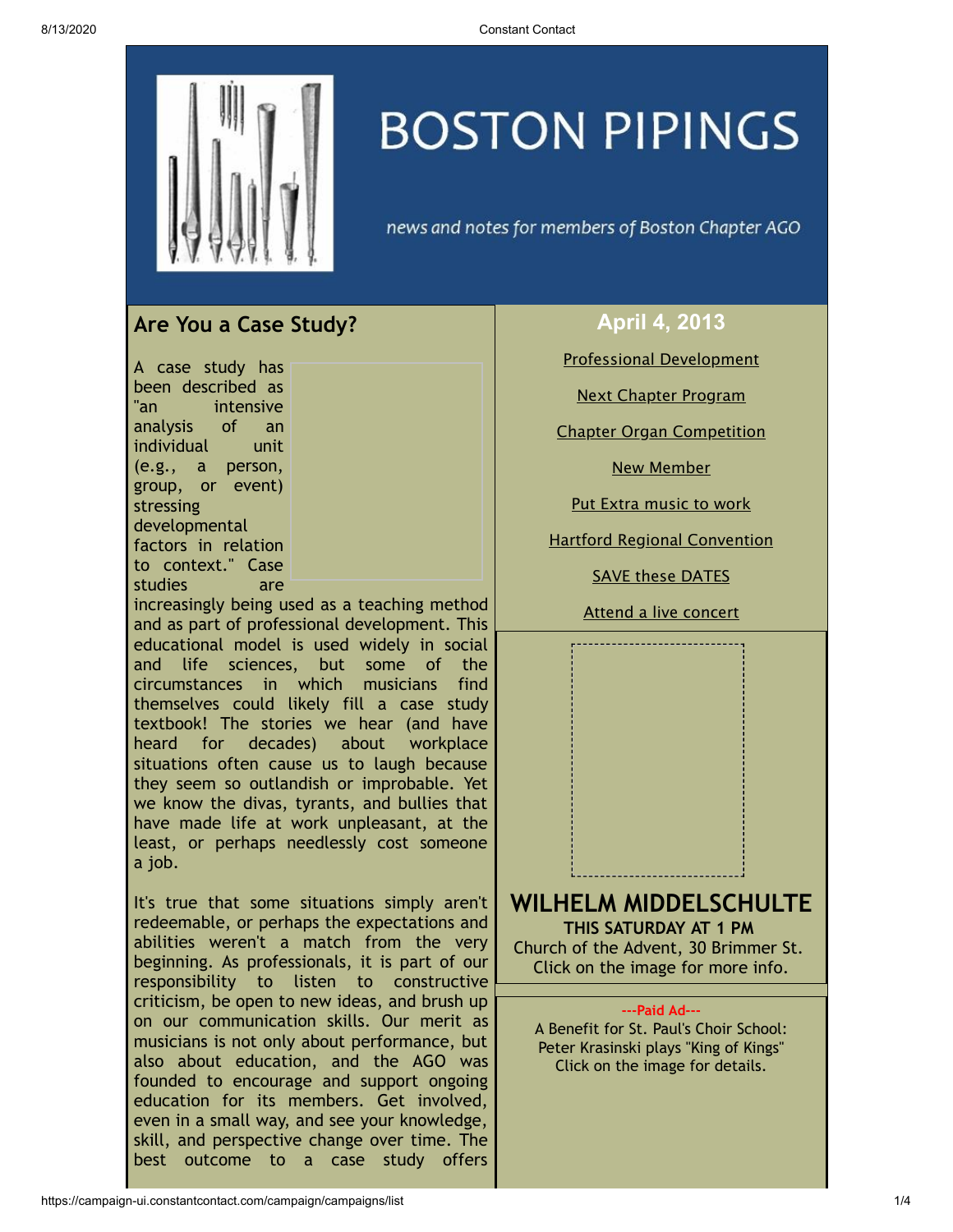# BOSTON PIPINGS

*news and notes for members of Boston Chapter AGO*

## Are You a Case Study?

A case study has been described as "an intensive analysis of an individual unit (e.g., a person, group, or event) stressing developmental factors in relation to context." Case studies are increasingly being used as a teaching method and as part of professional development. This educational model is used widely in social and life sciences, but some of the circumstances in which musicians find themselves could likely fill a case study textbook! The stories we hear (and have heard for decades) about workplace situations often cause us to laugh because they seem so outlandish or improbable. Yet we know the divas, tyrants, and bullies that have made life at work unpleasant, at the least, or perhaps needlessly cost someone a job.

It's true that some situations simply aren't redeemable, or perhaps the expectations and abilities weren't a match from the very beginning. As professionals, it is part of our responsibility to listen to constructive criticism, be open to new ideas, and brush up on our communication skills. Our merit as musicians is not only about performance, but also about education, and the AGO was founded to encourage and support ongoing education for its members. Get involved, even in a small way, and see your knowledge, skill, and perspective change over time. The best outcome to a case study offers

## April 4, 2013

Professional Development

Next Chapter Program

Chapter Organ Competition

New Member

Put Extra music to work

Hartford Regional Convention

SAVE these DATES

Attend a live concert

**WILHELM MIDDELSCHULTE**

**THIS SATURDAY AT 1 PM**

Church of the Advent, 30 Brimmer St.
Click on the image for more info.

**---Paid Ad---**

A Benefit for St. Paul's Choir School:
Peter Krasinski plays "King of Kings"
Click on the image for details.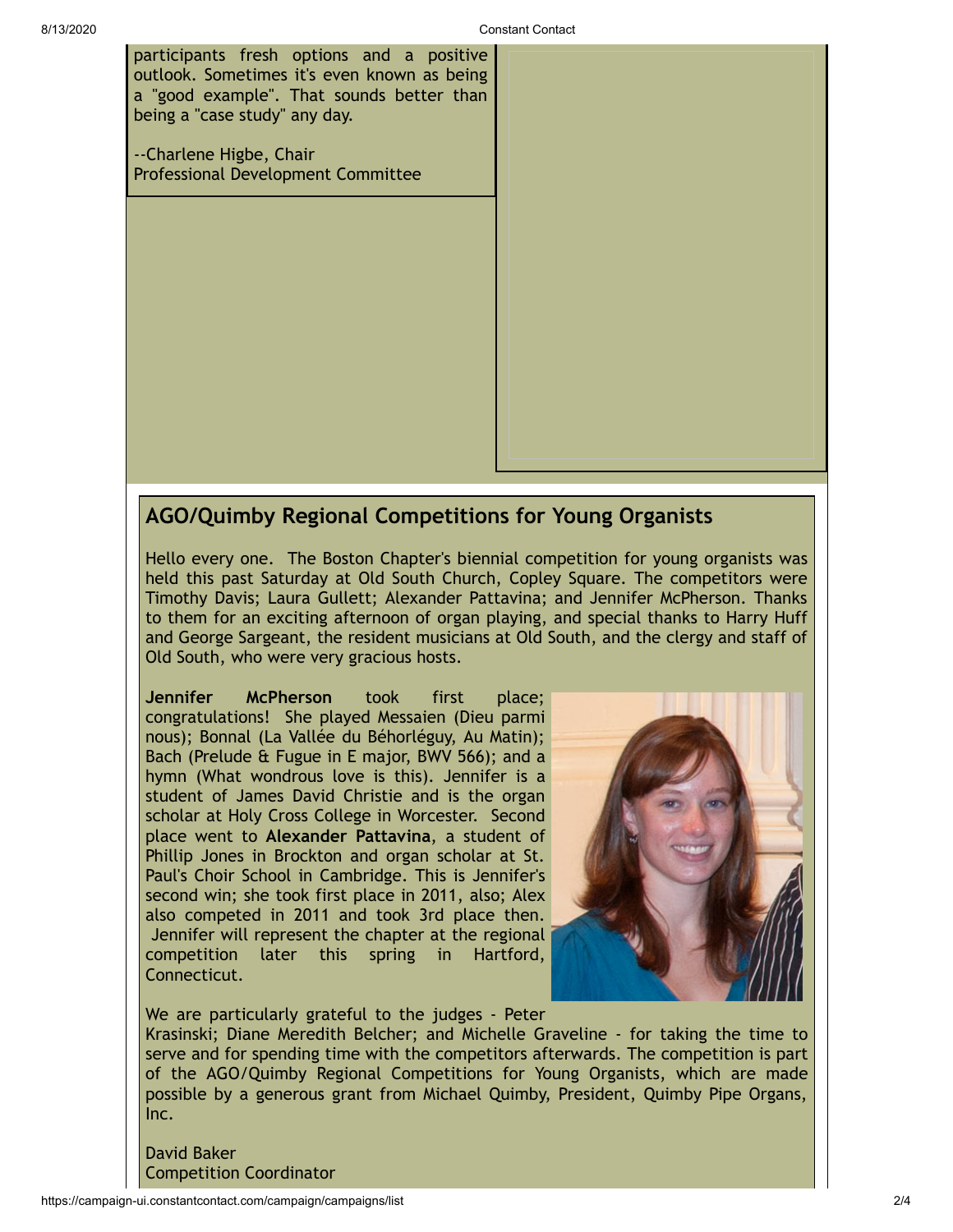participants fresh options and a positive outlook. Sometimes it's even known as being a "good example". That sounds better than being a "case study" any day.

--Charlene Higbe, Chair
Professional Development Committee

## AGO/Quimby Regional Competitions for Young Organists

Hello every one. The Boston Chapter's biennial competition for young organists was held this past Saturday at Old South Church, Copley Square. The competitors were Timothy Davis; Laura Gullett; Alexander Pattavina; and Jennifer McPherson. Thanks to them for an exciting afternoon of organ playing, and special thanks to Harry Huff and George Sargeant, the resident musicians at Old South, and the clergy and staff of Old South, who were very gracious hosts.

**Jennifer McPherson** took first place; congratulations! She played Messaien (Dieu parmi nous); Bonnal (La Vallée du Béhorléguy, Au Matin); Bach (Prelude & Fugue in E major, BWV 566); and a hymn (What wondrous love is this). Jennifer is a student of James David Christie and is the organ scholar at Holy Cross College in Worcester. Second place went to **Alexander Pattavina**, a student of Phillip Jones in Brockton and organ scholar at St. Paul's Choir School in Cambridge. This is Jennifer's second win; she took first place in 2011, also; Alex also competed in 2011 and took 3rd place then. Jennifer will represent the chapter at the regional competition later this spring in Hartford, Connecticut.

We are particularly grateful to the judges - Peter Krasinski; Diane Meredith Belcher; and Michelle Graveline - for taking the time to serve and for spending time with the competitors afterwards. The competition is part of the AGO/Quimby Regional Competitions for Young Organists, which are made possible by a generous grant from Michael Quimby, President, Quimby Pipe Organs, Inc.

David Baker
Competition Coordinator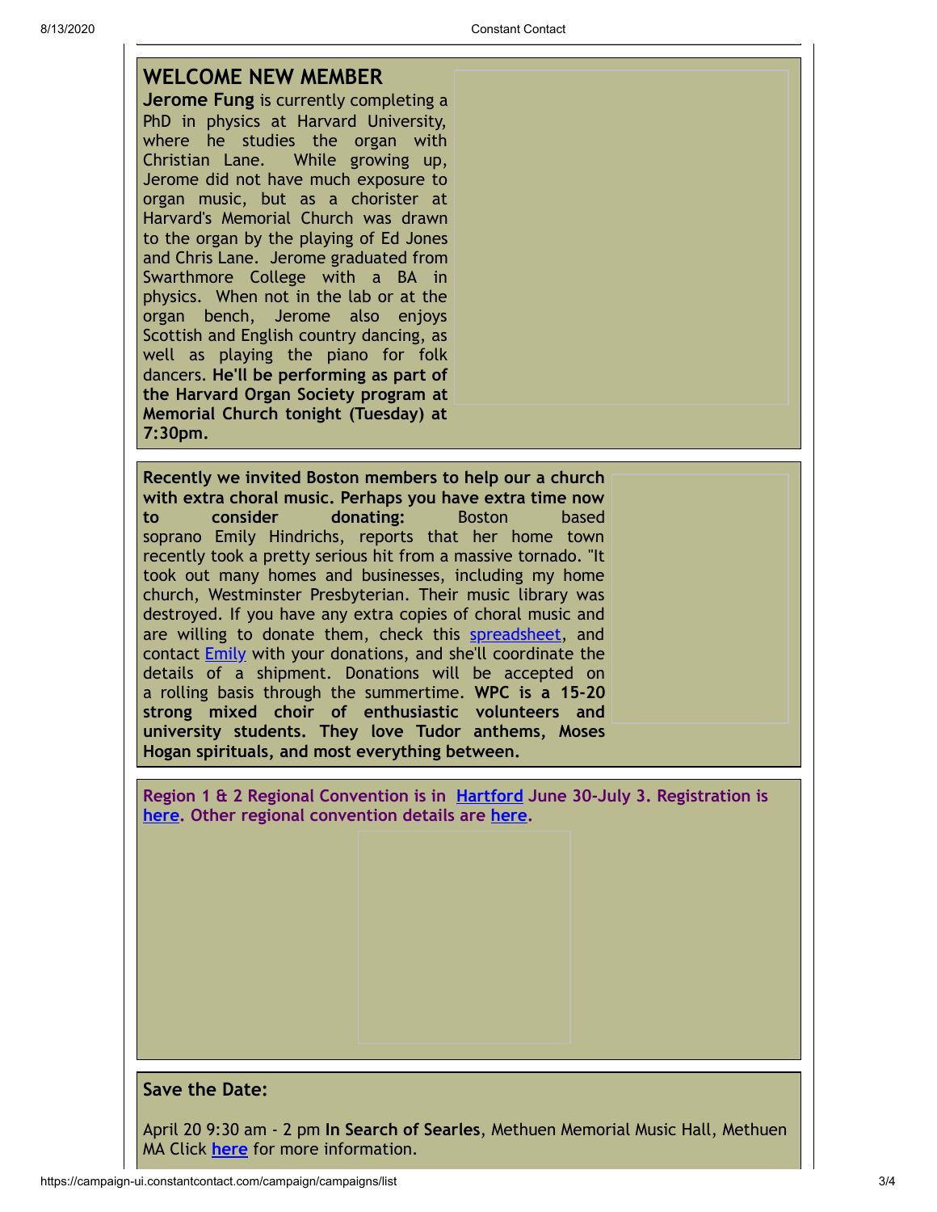## WELCOME NEW MEMBER

**Jerome Fung** is currently completing a PhD in physics at Harvard University, where he studies the organ with Christian Lane. While growing up, Jerome did not have much exposure to organ music, but as a chorister at Harvard's Memorial Church was drawn to the organ by the playing of Ed Jones and Chris Lane. Jerome graduated from Swarthmore College with a BA in physics. When not in the lab or at the organ bench, Jerome also enjoys Scottish and English country dancing, as well as playing the piano for folk dancers. **He'll be performing as part of the Harvard Organ Society program at Memorial Church tonight (Tuesday) at 7:30pm.**

**Recently we invited Boston members to help our a church with extra choral music. Perhaps you have extra time now to consider donating:** Boston based soprano Emily Hindrichs, reports that her home town recently took a pretty serious hit from a massive tornado. "It took out many homes and businesses, including my home church, Westminster Presbyterian. Their music library was destroyed. If you have any extra copies of choral music and are willing to donate them, check this spreadsheet, and contact Emily with your donations, and she'll coordinate the details of a shipment. Donations will be accepted on a rolling basis through the summertime. **WPC is a 15-20 strong mixed choir of enthusiastic volunteers and university students. They love Tudor anthems, Moses Hogan spirituals, and most everything between.**

**Region 1 & 2 Regional Convention is in Hartford June 30-July 3. Registration is here. Other regional convention details are here.**

### Save the Date:

April 20 9:30 am - 2 pm **In Search of Searles**, Methuen Memorial Music Hall, Methuen MA Click **here** for more information.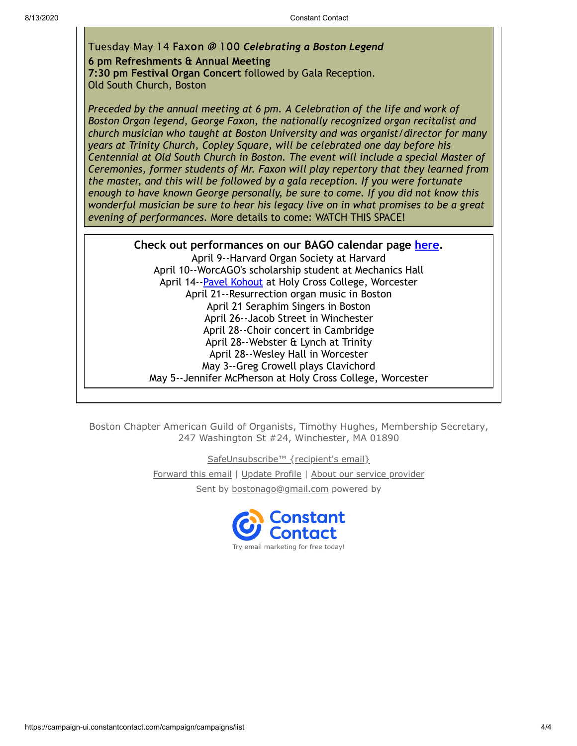Tuesday May 14 **Faxon @ 100** ***Celebrating a Boston Legend***
**6 pm Refreshments & Annual Meeting**
**7:30 pm Festival Organ Concert** followed by Gala Reception.
Old South Church, Boston

*Preceded by the annual meeting at 6 pm. A Celebration of the life and work of Boston Organ legend, George Faxon, the nationally recognized organ recitalist and church musician who taught at Boston University and was organist/director for many years at Trinity Church, Copley Square, will be celebrated one day before his Centennial at Old South Church in Boston. The event will include a special Master of Ceremonies, former students of Mr. Faxon will play repertory that they learned from the master, and this will be followed by a gala reception. If you were fortunate enough to have known George personally, be sure to come. If you did not know this wonderful musician be sure to hear his legacy live on in what promises to be a great evening of performances.* More details to come: WATCH THIS SPACE!

**Check out performances on our BAGO calendar page here.**

April 9--Harvard Organ Society at Harvard
April 10--WorcAGO's scholarship student at Mechanics Hall
April 14--Pavel Kohout at Holy Cross College, Worcester
April 21--Resurrection organ music in Boston
April 21 Seraphim Singers in Boston
April 26--Jacob Street in Winchester
April 28--Choir concert in Cambridge
April 28--Webster & Lynch at Trinity
April 28--Wesley Hall in Worcester
May 3--Greg Crowell plays Clavichord
May 5--Jennifer McPherson at Holy Cross College, Worcester

Boston Chapter American Guild of Organists, Timothy Hughes, Membership Secretary, 247 Washington St #24, Winchester, MA 01890

SafeUnsubscribe™ {recipient's email}

Forward this email | Update Profile | About our service provider

Sent by bostonago@gmail.com powered by

Constant Contact
Try email marketing for free today!